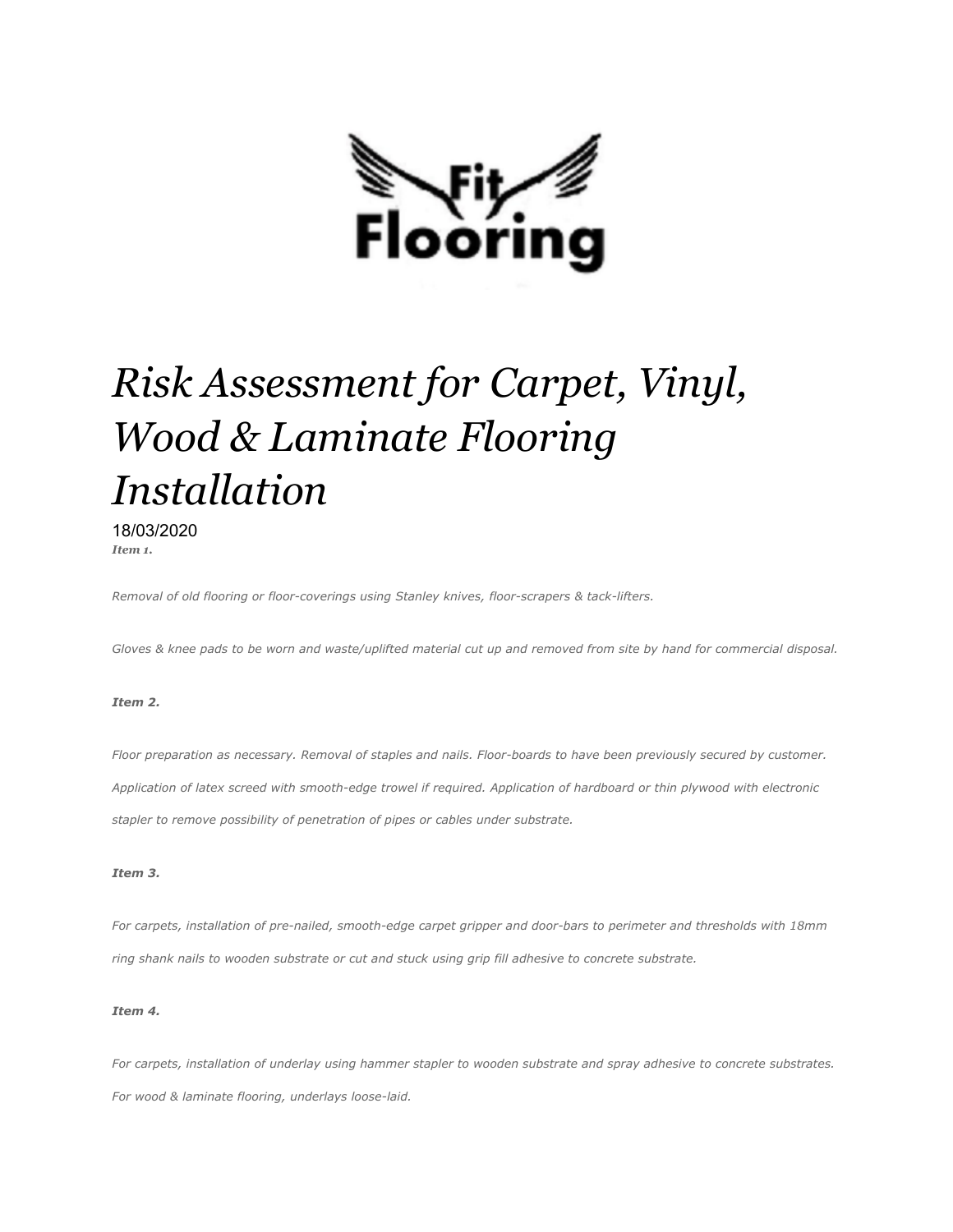Fit Flooring

# *Risk Assessment for Carpet, Vinyl, Wood & Laminate Flooring Installation*

18/03/2020

***Item 1.***

*Removal of old flooring or floor-coverings using Stanley knives, floor-scrapers & tack-lifters.*

*Gloves & knee pads to be worn and waste/uplifted material cut up and removed from site by hand for commercial disposal.*

***Item 2.***

*Floor preparation as necessary. Removal of staples and nails. Floor-boards to have been previously secured by customer. Application of latex screed with smooth-edge trowel if required. Application of hardboard or thin plywood with electronic stapler to remove possibility of penetration of pipes or cables under substrate.*

***Item 3.***

*For carpets, installation of pre-nailed, smooth-edge carpet gripper and door-bars to perimeter and thresholds with 18mm ring shank nails to wooden substrate or cut and stuck using grip fill adhesive to concrete substrate.*

***Item 4.***

*For carpets, installation of underlay using hammer stapler to wooden substrate and spray adhesive to concrete substrates. For wood & laminate flooring, underlays loose-laid.*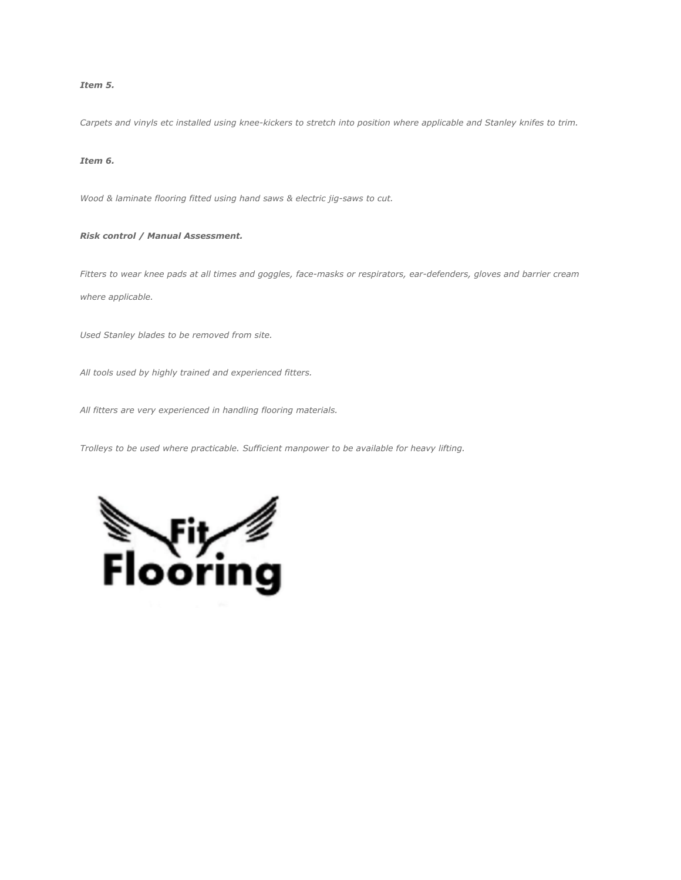***Item 5.***

*Carpets and vinyls etc installed using knee-kickers to stretch into position where applicable and Stanley knifes to trim.*

***Item 6.***

*Wood & laminate flooring fitted using hand saws & electric jig-saws to cut.*

***Risk control / Manual Assessment.***

*Fitters to wear knee pads at all times and goggles, face-masks or respirators, ear-defenders, gloves and barrier cream where applicable.*

*Used Stanley blades to be removed from site.*

*All tools used by highly trained and experienced fitters.*

*All fitters are very experienced in handling flooring materials.*

*Trolleys to be used where practicable. Sufficient manpower to be available for heavy lifting.*

Fit Flooring